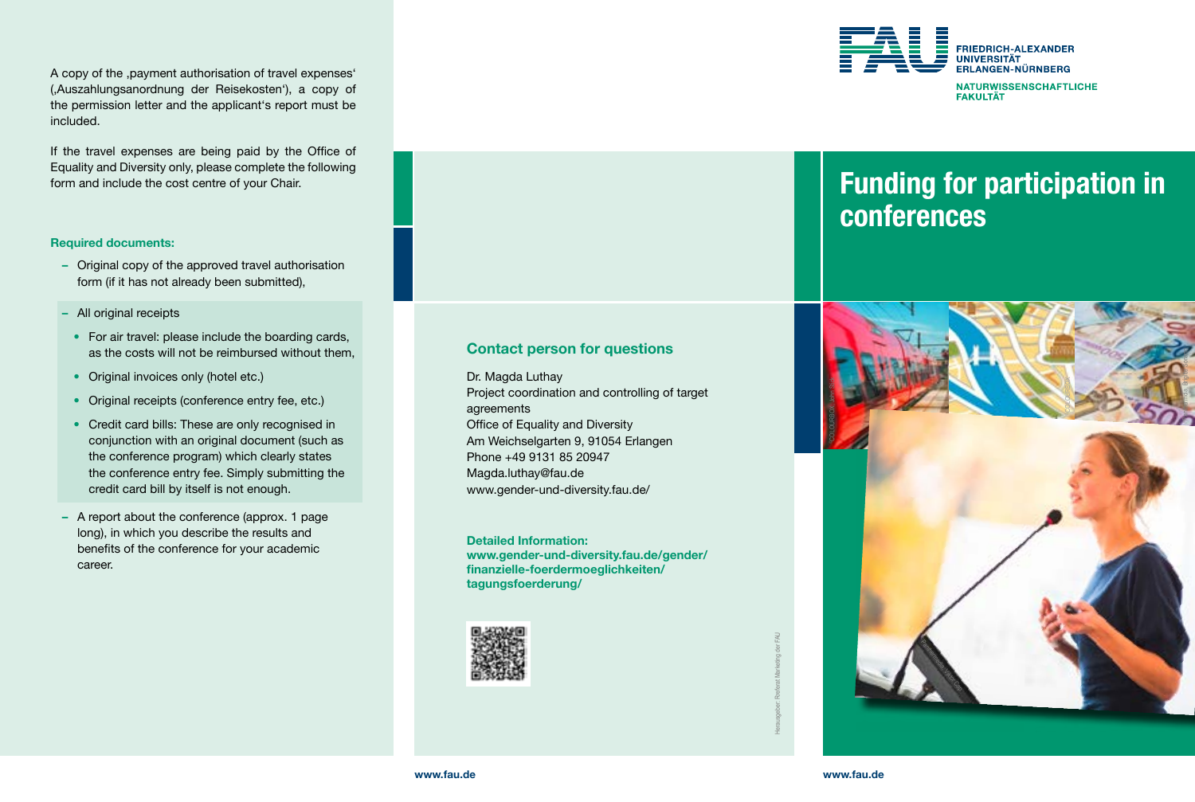A copy of the ‚payment authorisation of travel expenses' (‚Auszahlungsanordnung der Reisekosten'), a copy of the permission letter and the applicant's report must be included.

If the travel expenses are being paid by the Office of Equality and Diversity only, please complete the following form and include the cost centre of your Chair.

**Required documents:**

- Original copy of the approved travel authorisation form (if it has not already been submitted),
- All original receipts
  - For air travel: please include the boarding cards, as the costs will not be reimbursed without them,
  - Original invoices only (hotel etc.)
  - Original receipts (conference entry fee, etc.)
  - Credit card bills: These are only recognised in conjunction with an original document (such as the conference program) which clearly states the conference entry fee. Simply submitting the credit card bill by itself is not enough.
- A report about the conference (approx. 1 page long), in which you describe the results and benefits of the conference for your academic career.

## Contact person for questions

Dr. Magda Luthay
Project coordination and controlling of target agreements
Office of Equality and Diversity
Am Weichselgarten 9, 91054 Erlangen
Phone +49 9131 85 20947
Magda.luthay@fau.de
www.gender-und-diversity.fau.de/

**Detailed Information:**
**www.gender-und-diversity.fau.de/gender/finanzielle-foerdermoeglichkeiten/tagungsfoerderung/**

Herausgeber: Referat Marketing der FAU

www.fau.de

FRIEDRICH-ALEXANDER UNIVERSITÄT ERLANGEN-NÜRNBERG
NATURWISSENSCHAFTLICHE FAKULTÄT

# Funding for participation in conferences

www.fau.de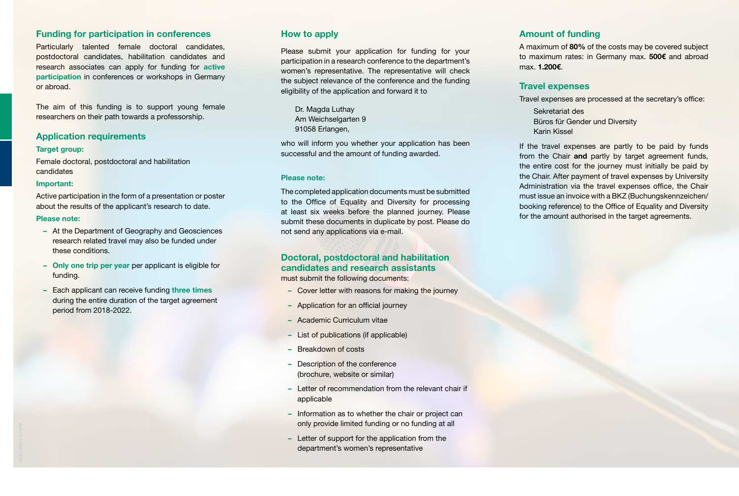## Funding for participation in conferences

Particularly talented female doctoral candidates, postdoctoral candidates, habilitation candidates and research associates can apply for funding for **active participation** in conferences or workshops in Germany or abroad.

The aim of this funding is to support young female researchers on their path towards a professorship.

## Application requirements

### Target group:

Female doctoral, postdoctoral and habilitation candidates

### Important:

Active participation in the form of a presentation or poster about the results of the applicant's research to date.

### Please note:

- At the Department of Geography and Geosciences research related travel may also be funded under these conditions.
- **Only one trip per year** per applicant is eligible for funding.
- Each applicant can receive funding **three times** during the entire duration of the target agreement period from 2018-2022.

## How to apply

Please submit your application for funding for your participation in a research conference to the department's women's representative. The representative will check the subject relevance of the conference and the funding eligibility of the application and forward it to

Dr. Magda Luthay
Am Weichselgarten 9
91058 Erlangen,

who will inform you whether your application has been successful and the amount of funding awarded.

### Please note:

The completed application documents must be submitted to the Office of Equality and Diversity for processing at least six weeks before the planned journey. Please submit these documents in duplicate by post. Please do not send any applications via e-mail.

## Doctoral, postdoctoral and habilitation candidates and research assistants

must submit the following documents:

- Cover letter with reasons for making the journey
- Application for an official journey
- Academic Curriculum vitae
- List of publications (if applicable)
- Breakdown of costs
- Description of the conference (brochure, website or similar)
- Letter of recommendation from the relevant chair if applicable
- Information as to whether the chair or project can only provide limited funding or no funding at all
- Letter of support for the application from the department's women's representative

## Amount of funding

A maximum of **80%** of the costs may be covered subject to maximum rates: in Germany max. **500€** and abroad max. **1.200€**.

## Travel expenses

Travel expenses are processed at the secretary's office:

Sekretariat des
Büros für Gender und Diversity
Karin Kissel

If the travel expenses are partly to be paid by funds from the Chair **and** partly by target agreement funds, the entire cost for the journey must initially be paid by the Chair. After payment of travel expenses by University Administration via the travel expenses office, the Chair must issue an invoice with a BKZ (Buchungskennzeichen/booking reference) to the Office of Equality and Diversity for the amount authorised in the target agreements.